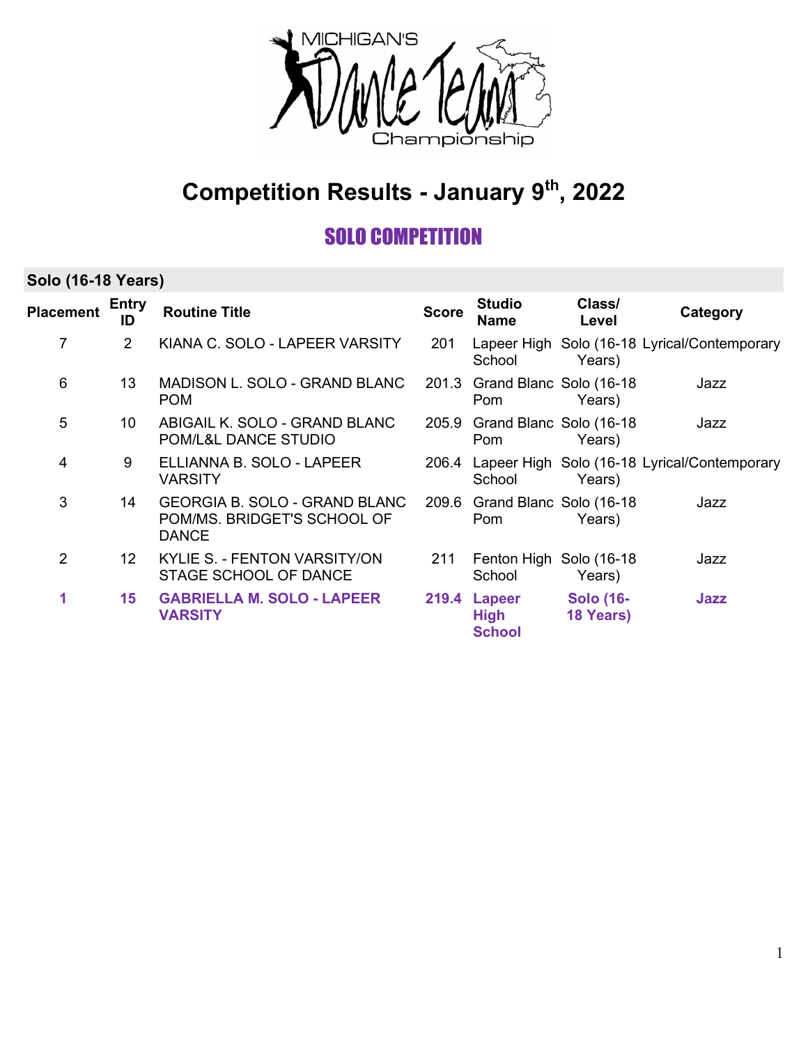# Competition Results - January 9th, 2022

## SOLO COMPETITION

### Solo (16-18 Years)

| Placement | Entry ID | Routine Title | Score | Studio Name | Class/ Level | Category |
|---|---|---|---|---|---|---|
| 7 | 2 | KIANA C. SOLO - LAPEER VARSITY | 201 | Lapeer High School | Solo (16-18 Years) | Lyrical/Contemporary |
| 6 | 13 | MADISON L. SOLO - GRAND BLANC POM | 201.3 | Grand Blanc Pom | Solo (16-18 Years) | Jazz |
| 5 | 10 | ABIGAIL K. SOLO - GRAND BLANC POM/L&L DANCE STUDIO | 205.9 | Grand Blanc Pom | Solo (16-18 Years) | Jazz |
| 4 | 9 | ELLIANNA B. SOLO - LAPEER VARSITY | 206.4 | Lapeer High School | Solo (16-18 Years) | Lyrical/Contemporary |
| 3 | 14 | GEORGIA B. SOLO - GRAND BLANC POM/MS. BRIDGET'S SCHOOL OF DANCE | 209.6 | Grand Blanc Pom | Solo (16-18 Years) | Jazz |
| 2 | 12 | KYLIE S. - FENTON VARSITY/ON STAGE SCHOOL OF DANCE | 211 | Fenton High School | Solo (16-18 Years) | Jazz |
| **1** | **15** | **GABRIELLA M. SOLO - LAPEER VARSITY** | **219.4** | **Lapeer High School** | **Solo (16-18 Years)** | **Jazz** |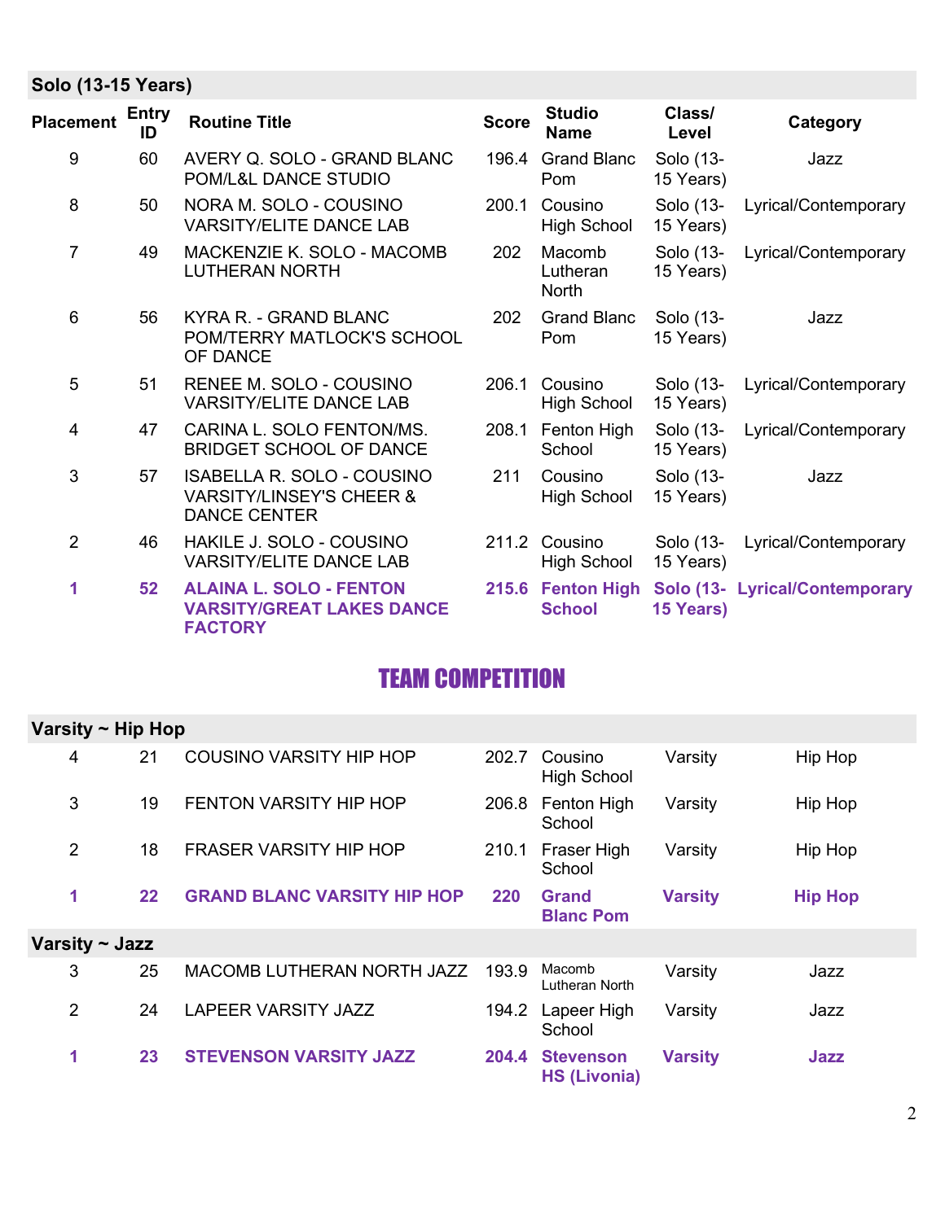## Solo (13-15 Years)

| Placement | Entry ID | Routine Title | Score | Studio Name | Class/ Level | Category |
|---|---|---|---|---|---|---|
| 9 | 60 | AVERY Q. SOLO - GRAND BLANC POM/L&L DANCE STUDIO | 196.4 | Grand Blanc Pom | Solo (13-15 Years) | Jazz |
| 8 | 50 | NORA M. SOLO - COUSINO VARSITY/ELITE DANCE LAB | 200.1 | Cousino High School | Solo (13-15 Years) | Lyrical/Contemporary |
| 7 | 49 | MACKENZIE K. SOLO - MACOMB LUTHERAN NORTH | 202 | Macomb Lutheran North | Solo (13-15 Years) | Lyrical/Contemporary |
| 6 | 56 | KYRA R. - GRAND BLANC POM/TERRY MATLOCK'S SCHOOL OF DANCE | 202 | Grand Blanc Pom | Solo (13-15 Years) | Jazz |
| 5 | 51 | RENEE M. SOLO - COUSINO VARSITY/ELITE DANCE LAB | 206.1 | Cousino High School | Solo (13-15 Years) | Lyrical/Contemporary |
| 4 | 47 | CARINA L. SOLO FENTON/MS. BRIDGET SCHOOL OF DANCE | 208.1 | Fenton High School | Solo (13-15 Years) | Lyrical/Contemporary |
| 3 | 57 | ISABELLA R. SOLO - COUSINO VARSITY/LINSEY'S CHEER & DANCE CENTER | 211 | Cousino High School | Solo (13-15 Years) | Jazz |
| 2 | 46 | HAKILE J. SOLO - COUSINO VARSITY/ELITE DANCE LAB | 211.2 | Cousino High School | Solo (13-15 Years) | Lyrical/Contemporary |
| **1** | **52** | **ALAINA L. SOLO - FENTON VARSITY/GREAT LAKES DANCE FACTORY** | **215.6** | **Fenton High School** | **Solo (13-15 Years)** | **Lyrical/Contemporary** |

# TEAM COMPETITION

## Varsity ~ Hip Hop

| Placement | Entry ID | Routine Title | Score | Studio Name | Class/ Level | Category |
|---|---|---|---|---|---|---|
| 4 | 21 | COUSINO VARSITY HIP HOP | 202.7 | Cousino High School | Varsity | Hip Hop |
| 3 | 19 | FENTON VARSITY HIP HOP | 206.8 | Fenton High School | Varsity | Hip Hop |
| 2 | 18 | FRASER VARSITY HIP HOP | 210.1 | Fraser High School | Varsity | Hip Hop |
| **1** | **22** | **GRAND BLANC VARSITY HIP HOP** | **220** | **Grand Blanc Pom** | **Varsity** | **Hip Hop** |

## Varsity ~ Jazz

| Placement | Entry ID | Routine Title | Score | Studio Name | Class/ Level | Category |
|---|---|---|---|---|---|---|
| 3 | 25 | MACOMB LUTHERAN NORTH JAZZ | 193.9 | Macomb Lutheran North | Varsity | Jazz |
| 2 | 24 | LAPEER VARSITY JAZZ | 194.2 | Lapeer High School | Varsity | Jazz |
| **1** | **23** | **STEVENSON VARSITY JAZZ** | **204.4** | **Stevenson HS (Livonia)** | **Varsity** | **Jazz** |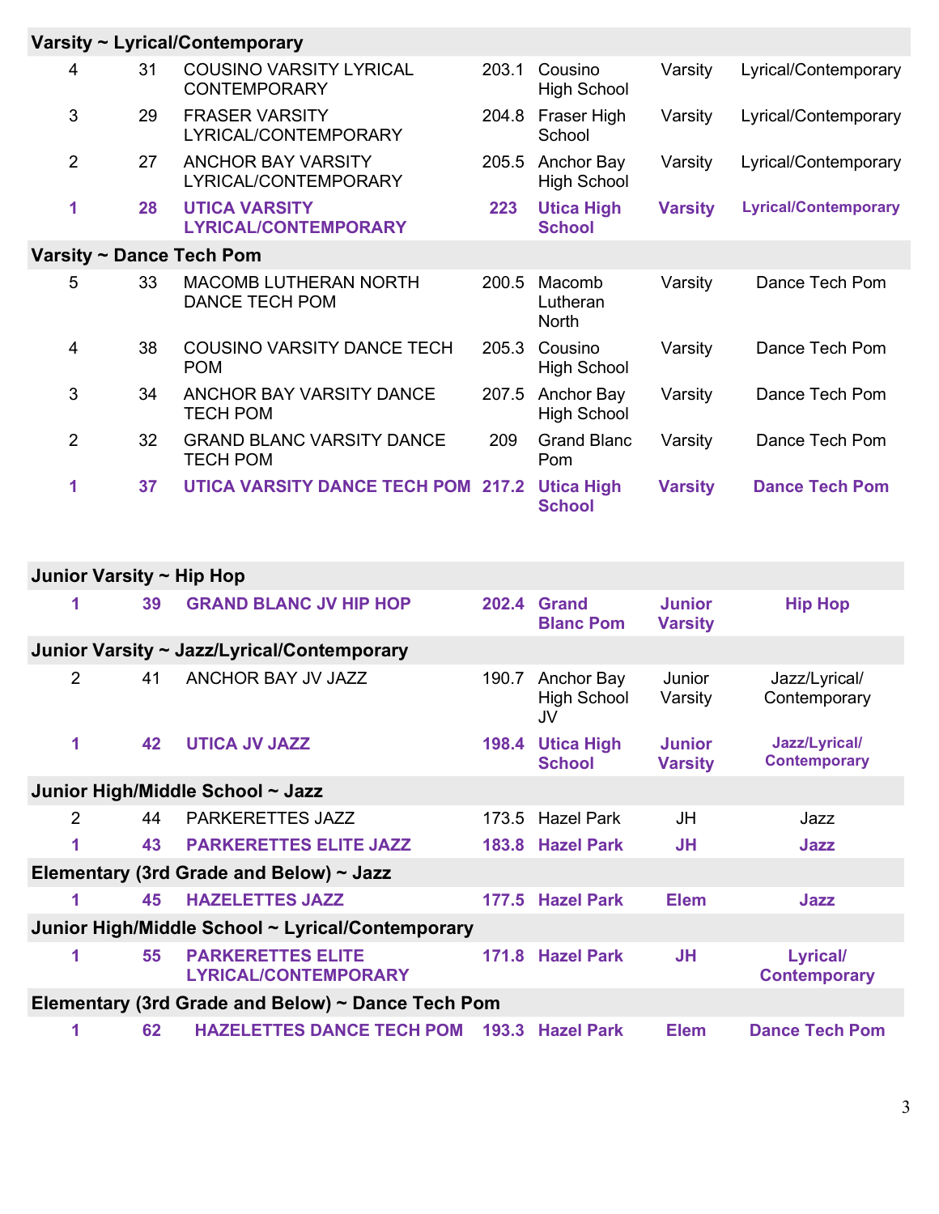| | | | | | | |
|---|---|---|---|---|---|---|
| **Varsity ~ Lyrical/Contemporary** | | | | | | |
| 4 | 31 | COUSINO VARSITY LYRICAL CONTEMPORARY | 203.1 | Cousino High School | Varsity | Lyrical/Contemporary |
| 3 | 29 | FRASER VARSITY LYRICAL/CONTEMPORARY | 204.8 | Fraser High School | Varsity | Lyrical/Contemporary |
| 2 | 27 | ANCHOR BAY VARSITY LYRICAL/CONTEMPORARY | 205.5 | Anchor Bay High School | Varsity | Lyrical/Contemporary |
| **1** | **28** | **UTICA VARSITY LYRICAL/CONTEMPORARY** | **223** | **Utica High School** | **Varsity** | **Lyrical/Contemporary** |
| **Varsity ~ Dance Tech Pom** | | | | | | |
| 5 | 33 | MACOMB LUTHERAN NORTH DANCE TECH POM | 200.5 | Macomb Lutheran North | Varsity | Dance Tech Pom |
| 4 | 38 | COUSINO VARSITY DANCE TECH POM | 205.3 | Cousino High School | Varsity | Dance Tech Pom |
| 3 | 34 | ANCHOR BAY VARSITY DANCE TECH POM | 207.5 | Anchor Bay High School | Varsity | Dance Tech Pom |
| 2 | 32 | GRAND BLANC VARSITY DANCE TECH POM | 209 | Grand Blanc Pom | Varsity | Dance Tech Pom |
| **1** | **37** | **UTICA VARSITY DANCE TECH POM** | **217.2** | **Utica High School** | **Varsity** | **Dance Tech Pom** |

| | | | | | | |
|---|---|---|---|---|---|---|
| **Junior Varsity ~ Hip Hop** | | | | | | |
| **1** | **39** | **GRAND BLANC JV HIP HOP** | **202.4** | **Grand Blanc Pom** | **Junior Varsity** | **Hip Hop** |
| **Junior Varsity ~ Jazz/Lyrical/Contemporary** | | | | | | |
| 2 | 41 | ANCHOR BAY JV JAZZ | 190.7 | Anchor Bay High School JV | Junior Varsity | Jazz/Lyrical/ Contemporary |
| **1** | **42** | **UTICA JV JAZZ** | **198.4** | **Utica High School** | **Junior Varsity** | **Jazz/Lyrical/ Contemporary** |
| **Junior High/Middle School ~ Jazz** | | | | | | |
| 2 | 44 | PARKERETTES JAZZ | 173.5 | Hazel Park | JH | Jazz |
| **1** | **43** | **PARKERETTES ELITE JAZZ** | **183.8** | **Hazel Park** | **JH** | **Jazz** |
| **Elementary (3rd Grade and Below) ~ Jazz** | | | | | | |
| **1** | **45** | **HAZELETTES JAZZ** | **177.5** | **Hazel Park** | **Elem** | **Jazz** |
| **Junior High/Middle School ~ Lyrical/Contemporary** | | | | | | |
| **1** | **55** | **PARKERETTES ELITE LYRICAL/CONTEMPORARY** | **171.8** | **Hazel Park** | **JH** | **Lyrical/ Contemporary** |
| **Elementary (3rd Grade and Below) ~ Dance Tech Pom** | | | | | | |
| **1** | **62** | **HAZELETTES DANCE TECH POM** | **193.3** | **Hazel Park** | **Elem** | **Dance Tech Pom** |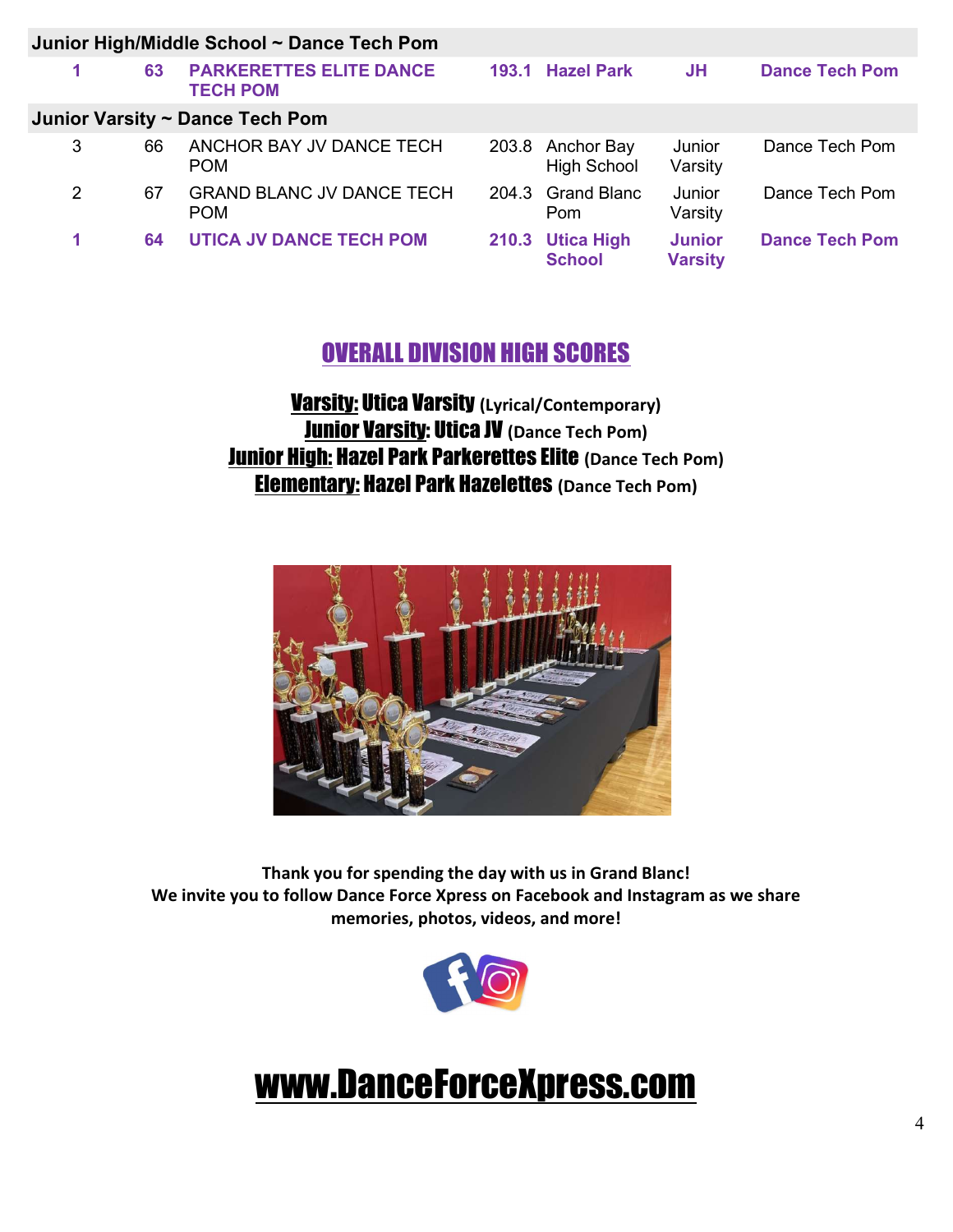| | | | | | | |
|---|---|---|---|---|---|---|
| **Junior High/Middle School ~ Dance Tech Pom** | | | | | | |
| **1** | **63** | **PARKERETTES ELITE DANCE TECH POM** | **193.1** | **Hazel Park** | **JH** | **Dance Tech Pom** |
| **Junior Varsity ~ Dance Tech Pom** | | | | | | |
| 3 | 66 | ANCHOR BAY JV DANCE TECH POM | 203.8 | Anchor Bay High School | Junior Varsity | Dance Tech Pom |
| 2 | 67 | GRAND BLANC JV DANCE TECH POM | 204.3 | Grand Blanc Pom | Junior Varsity | Dance Tech Pom |
| **1** | **64** | **UTICA JV DANCE TECH POM** | **210.3** | **Utica High School** | **Junior Varsity** | **Dance Tech Pom** |

## OVERALL DIVISION HIGH SCORES

**Varsity: Utica Varsity (Lyrical/Contemporary)**
**Junior Varsity: Utica JV (Dance Tech Pom)**
**Junior High: Hazel Park Parkerettes Elite (Dance Tech Pom)**
**Elementary: Hazel Park Hazelettes (Dance Tech Pom)**

**Thank you for spending the day with us in Grand Blanc!**
**We invite you to follow Dance Force Xpress on Facebook and Instagram as we share memories, photos, videos, and more!**

# www.DanceForceXpress.com